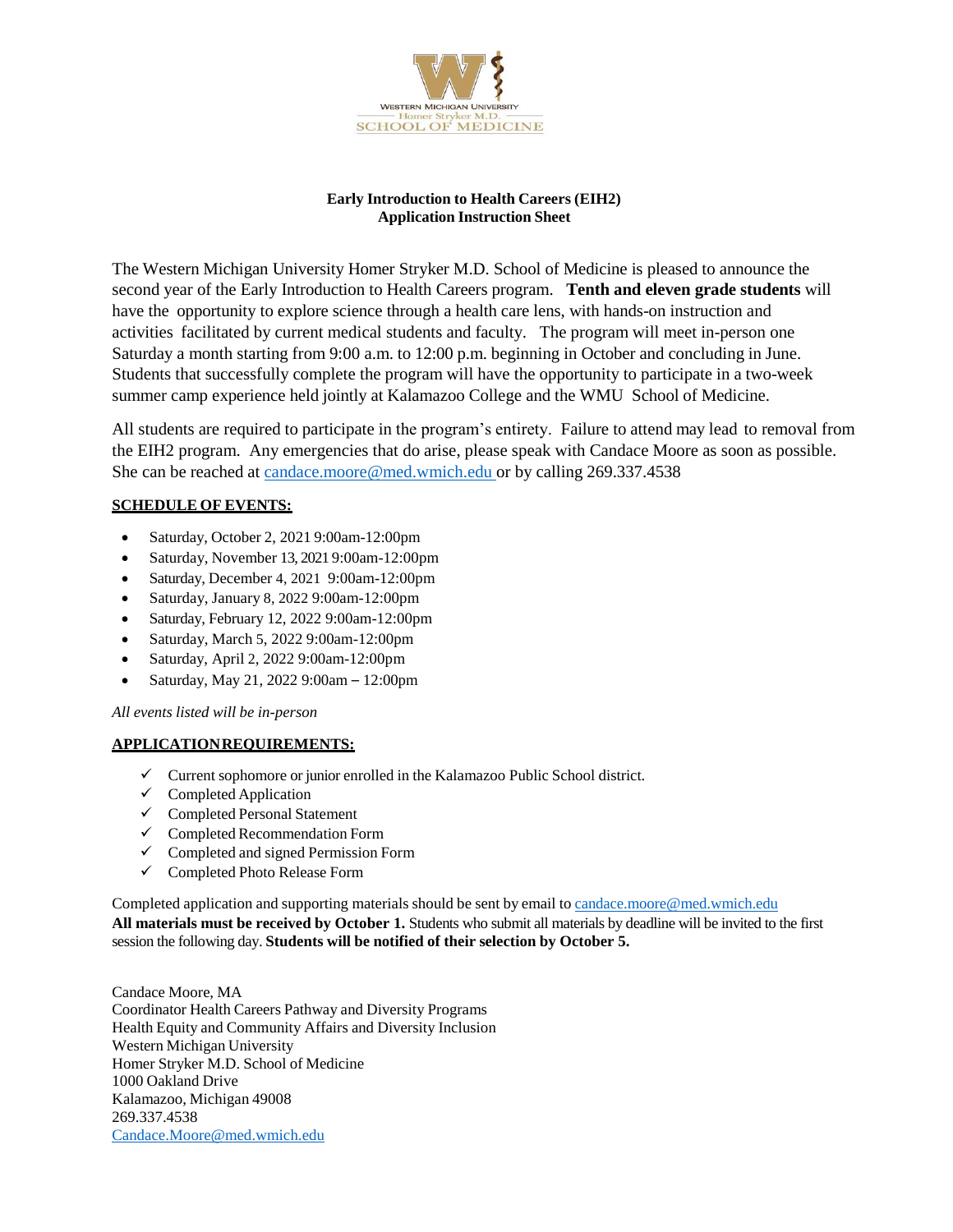WESTERN MICHIGAN UNIVERSITY
Homer Stryker M.D.
SCHOOL OF MEDICINE

**Early Introduction to Health Careers (EIH2)**
**Application Instruction Sheet**

The Western Michigan University Homer Stryker M.D. School of Medicine is pleased to announce the second year of the Early Introduction to Health Careers program. **Tenth and eleven grade students** will have the opportunity to explore science through a health care lens, with hands-on instruction and activities facilitated by current medical students and faculty. The program will meet in-person one Saturday a month starting from 9:00 a.m. to 12:00 p.m. beginning in October and concluding in June. Students that successfully complete the program will have the opportunity to participate in a two-week summer camp experience held jointly at Kalamazoo College and the WMU School of Medicine.

All students are required to participate in the program's entirety. Failure to attend may lead to removal from the EIH2 program. Any emergencies that do arise, please speak with Candace Moore as soon as possible. She can be reached at candace.moore@med.wmich.edu or by calling 269.337.4538

**SCHEDULE OF EVENTS:**

- Saturday, October 2, 2021 9:00am-12:00pm
- Saturday, November 13, 2021 9:00am-12:00pm
- Saturday, December 4, 2021 9:00am-12:00pm
- Saturday, January 8, 2022 9:00am-12:00pm
- Saturday, February 12, 2022 9:00am-12:00pm
- Saturday, March 5, 2022 9:00am-12:00pm
- Saturday, April 2, 2022 9:00am-12:00pm
- Saturday, May 21, 2022 9:00am – 12:00pm

*All events listed will be in-person*

**APPLICATION REQUIREMENTS:**

- ✓ Current sophomore or junior enrolled in the Kalamazoo Public School district.
- ✓ Completed Application
- ✓ Completed Personal Statement
- ✓ Completed Recommendation Form
- ✓ Completed and signed Permission Form
- ✓ Completed Photo Release Form

Completed application and supporting materials should be sent by email to candace.moore@med.wmich.edu
**All materials must be received by October 1.** Students who submit all materials by deadline will be invited to the first session the following day. **Students will be notified of their selection by October 5.**

Candace Moore, MA
Coordinator Health Careers Pathway and Diversity Programs
Health Equity and Community Affairs and Diversity Inclusion
Western Michigan University
Homer Stryker M.D. School of Medicine
1000 Oakland Drive
Kalamazoo, Michigan 49008
269.337.4538
Candace.Moore@med.wmich.edu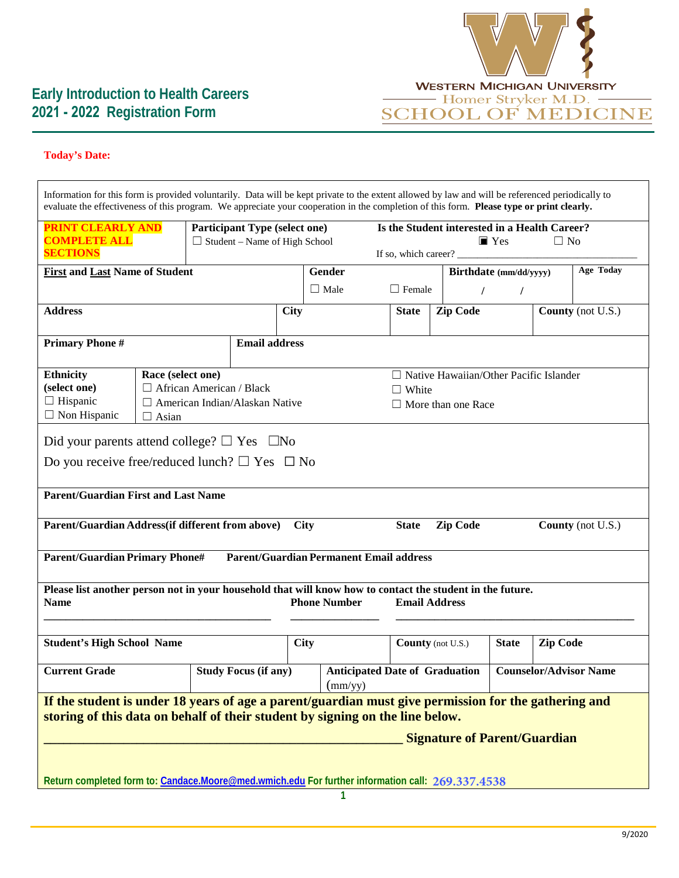# Early Introduction to Health Careers
## 2021 - 2022 Registration Form

WESTERN MICHIGAN UNIVERSITY
Homer Stryker M.D.
SCHOOL OF MEDICINE

**Today's Date:**

Information for this form is provided voluntarily. Data will be kept private to the extent allowed by law and will be referenced periodically to evaluate the effectiveness of this program. We appreciate your cooperation in the completion of this form. **Please type or print clearly.**

| **PRINT CLEARLY AND COMPLETE ALL SECTIONS** | **Participant Type (select one)** ☐ Student – Name of High School | **Is the Student interested in a Health Career?** ☒ Yes ☐ No If so, which career? ________________ |
|---|---|---|

| **First and Last Name of Student** | **Gender** ☐ Male ☐ Female | **Birthdate (mm/dd/yyyy)** / / | **Age Today** |
|---|---|---|---|

| **Address** | **City** | **State** | **Zip Code** | **County (not U.S.)** |
|---|---|---|---|---|

| **Primary Phone #** | **Email address** |
|---|---|

| **Ethnicity (select one)** | **Race (select one)** | |
|---|---|---|
| ☐ Hispanic | ☐ African American / Black | ☐ Native Hawaiian/Other Pacific Islander |
| ☐ Non Hispanic | ☐ American Indian/Alaskan Native | ☐ White |
| | ☐ Asian | ☐ More than one Race |

Did your parents attend college? ☐ Yes ☐No

Do you receive free/reduced lunch? ☐ Yes ☐ No

**Parent/Guardian First and Last Name**

| **Parent/Guardian Address(if different from above)** | **City** | **State** | **Zip Code** | **County (not U.S.)** |
|---|---|---|---|---|

| **Parent/Guardian Primary Phone#** | **Parent/Guardian Permanent Email address** |
|---|---|

**Please list another person not in your household that will know how to contact the student in the future.**

| **Name** | **Phone Number** | **Email Address** |
|---|---|---|
| ________________ | ________ | ________________ |

| **Student's High School Name** | **City** | **County (not U.S.)** | **State** | **Zip Code** |
|---|---|---|---|---|

| **Current Grade** | **Study Focus (if any)** | **Anticipated Date of Graduation** (mm/yy) | **Counselor/Advisor Name** |
|---|---|---|---|

**If the student is under 18 years of age a parent/guardian must give permission for the gathering and storing of this data on behalf of their student by signing on the line below.**

**_______________________________________ Signature of Parent/Guardian**

**Return completed form to: Candace.Moore@med.wmich.edu For further information call: 269.337.4538**

9/2020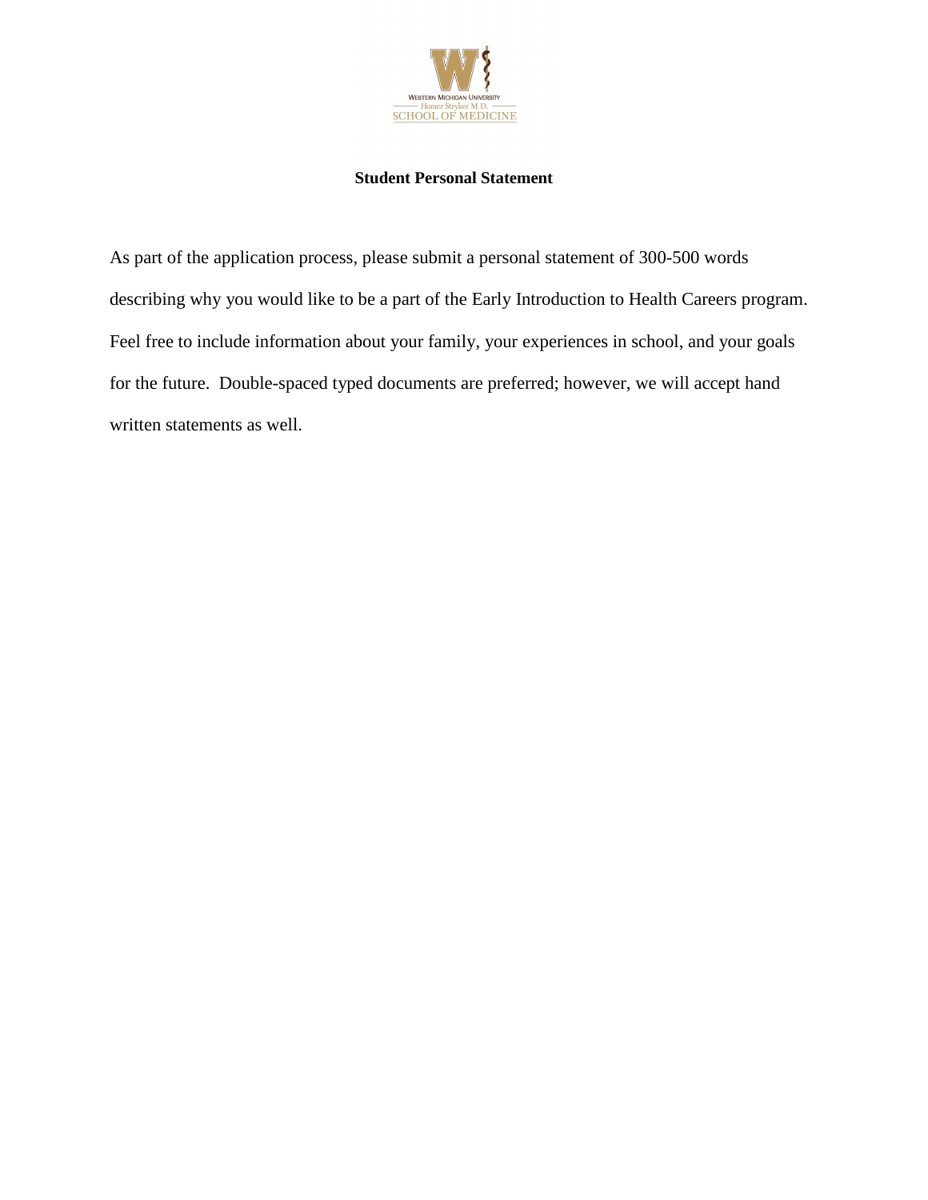WESTERN MICHIGAN UNIVERSITY
Homer Stryker M.D.
SCHOOL OF MEDICINE

**Student Personal Statement**

As part of the application process, please submit a personal statement of 300-500 words describing why you would like to be a part of the Early Introduction to Health Careers program. Feel free to include information about your family, your experiences in school, and your goals for the future. Double-spaced typed documents are preferred; however, we will accept hand written statements as well.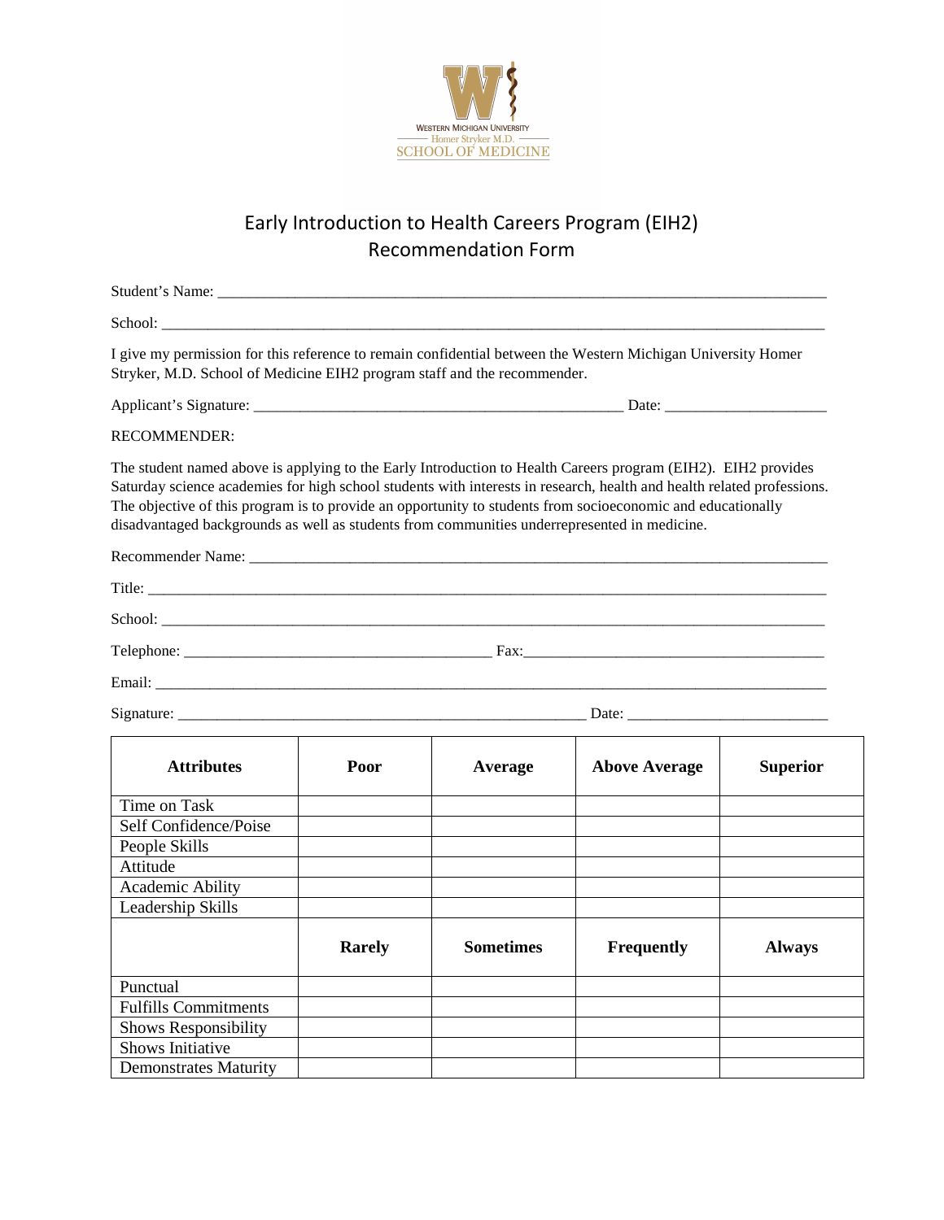WESTERN MICHIGAN UNIVERSITY
Homer Stryker M.D.
SCHOOL OF MEDICINE

# Early Introduction to Health Careers Program (EIH2)
# Recommendation Form

Student's Name: ___________________________________________________________________________

School: _________________________________________________________________________________

I give my permission for this reference to remain confidential between the Western Michigan University Homer Stryker, M.D. School of Medicine EIH2 program staff and the recommender.

Applicant's Signature: ___________________________________________ Date: ____________________

RECOMMENDER:

The student named above is applying to the Early Introduction to Health Careers program (EIH2). EIH2 provides Saturday science academies for high school students with interests in research, health and health related professions. The objective of this program is to provide an opportunity to students from socioeconomic and educationally disadvantaged backgrounds as well as students from communities underrepresented in medicine.

Recommender Name: ______________________________________________________________________

Title: ___________________________________________________________________________________

School: _________________________________________________________________________________

Telephone: _____________________________________ Fax:_____________________________________

Email: __________________________________________________________________________________

Signature: ________________________________________________ Date: ________________________

| Attributes | Poor | Average | Above Average | Superior |
|---|---|---|---|---|
| Time on Task | | | | |
| Self Confidence/Poise | | | | |
| People Skills | | | | |
| Attitude | | | | |
| Academic Ability | | | | |
| Leadership Skills | | | | |
| | **Rarely** | **Sometimes** | **Frequently** | **Always** |
| Punctual | | | | |
| Fulfills Commitments | | | | |
| Shows Responsibility | | | | |
| Shows Initiative | | | | |
| Demonstrates Maturity | | | | |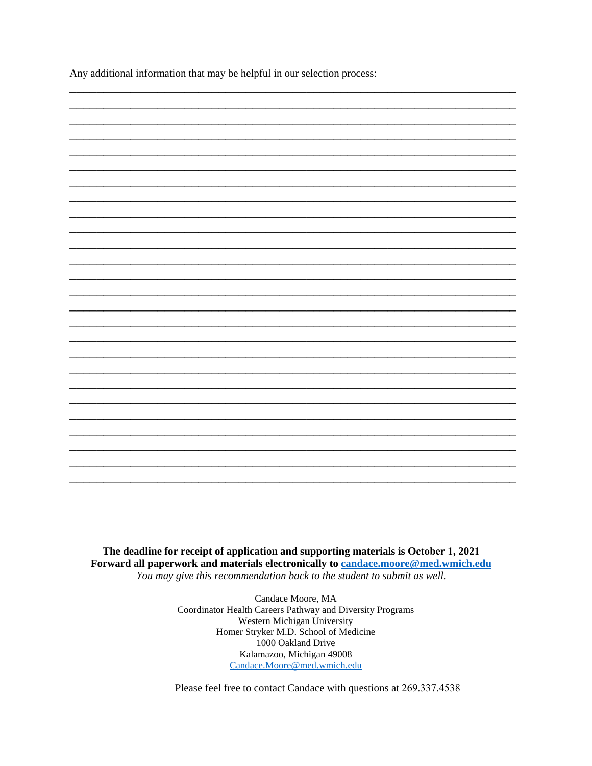Any additional information that may be helpful in our selection process:

\_\_\_\_\_\_\_\_\_\_\_\_\_\_\_\_\_\_\_\_\_\_\_\_\_\_\_\_\_\_\_\_\_\_\_\_\_\_\_\_\_\_\_\_\_\_\_\_\_\_\_\_\_\_\_\_\_\_\_\_\_\_\_\_\_\_\_\_\_\_

**The deadline for receipt of application and supporting materials is October 1, 2021**
**Forward all paperwork and materials electronically to [candace.moore@med.wmich.edu](mailto:candace.moore@med.wmich.edu)**
*You may give this recommendation back to the student to submit as well.*

Candace Moore, MA
Coordinator Health Careers Pathway and Diversity Programs
Western Michigan University
Homer Stryker M.D. School of Medicine
1000 Oakland Drive
Kalamazoo, Michigan 49008
[Candace.Moore@med.wmich.edu](mailto:Candace.Moore@med.wmich.edu)

Please feel free to contact Candace with questions at 269.337.4538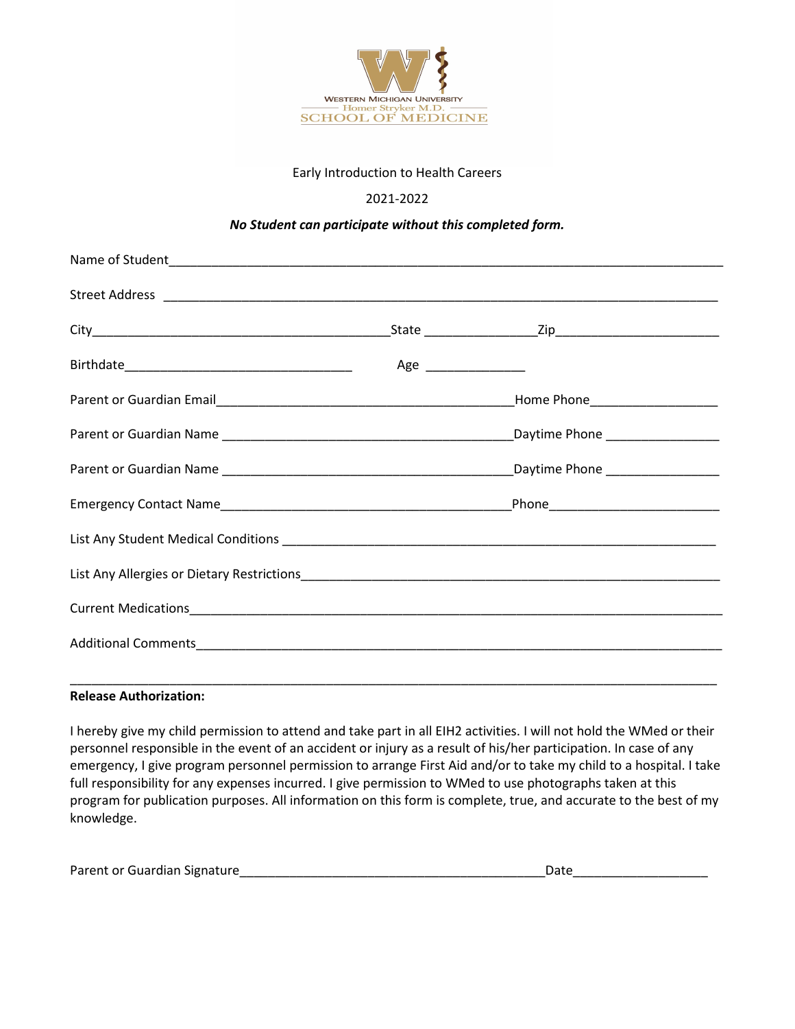Western Michigan University
Homer Stryker M.D.
SCHOOL OF MEDICINE

Early Introduction to Health Careers

2021-2022

***No Student can participate without this completed form.***

Name of Student_______________________________________________________________________________

Street Address ________________________________________________________________________________

City___________________________________________State ________________Zip_______________________

Birthdate________________________________ Age ______________

Parent or Guardian Email__________________________________________Home Phone__________________

Parent or Guardian Name _________________________________________Daytime Phone ________________

Parent or Guardian Name _________________________________________Daytime Phone ________________

Emergency Contact Name_________________________________________Phone________________________

List Any Student Medical Conditions _______________________________________________________________

List Any Allergies or Dietary Restrictions____________________________________________________________

Current Medications____________________________________________________________________________

Additional Comments___________________________________________________________________________

_______________________________________________________________________________________________

**Release Authorization:**

I hereby give my child permission to attend and take part in all EIH2 activities. I will not hold the WMed or their personnel responsible in the event of an accident or injury as a result of his/her participation. In case of any emergency, I give program personnel permission to arrange First Aid and/or to take my child to a hospital. I take full responsibility for any expenses incurred. I give permission to WMed to use photographs taken at this program for publication purposes. All information on this form is complete, true, and accurate to the best of my knowledge.

Parent or Guardian Signature____________________________________________Date___________________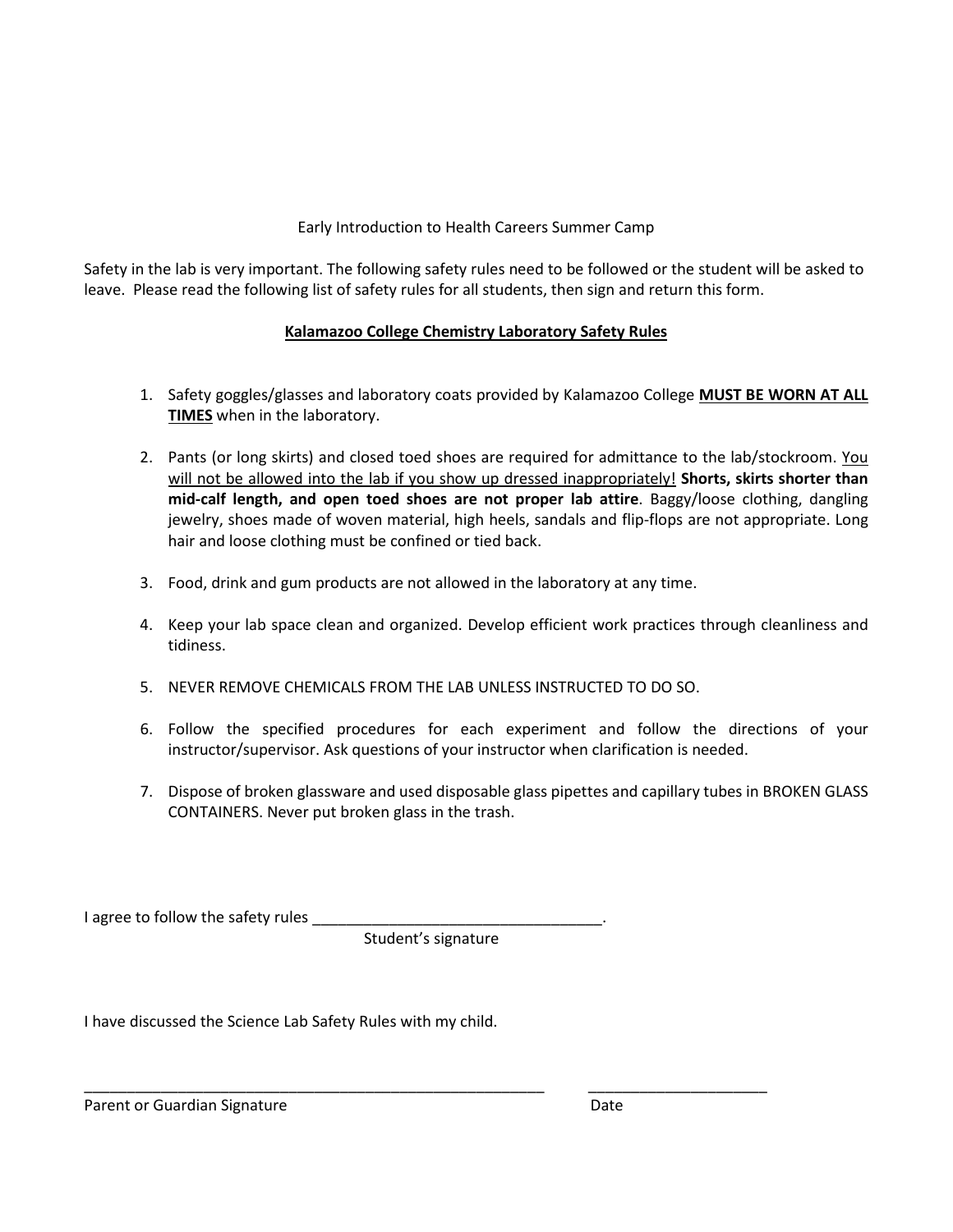Early Introduction to Health Careers Summer Camp

Safety in the lab is very important. The following safety rules need to be followed or the student will be asked to leave. Please read the following list of safety rules for all students, then sign and return this form.

## Kalamazoo College Chemistry Laboratory Safety Rules

1. Safety goggles/glasses and laboratory coats provided by Kalamazoo College **MUST BE WORN AT ALL TIMES** when in the laboratory.
2. Pants (or long skirts) and closed toed shoes are required for admittance to the lab/stockroom. You will not be allowed into the lab if you show up dressed inappropriately! **Shorts, skirts shorter than mid-calf length, and open toed shoes are not proper lab attire**. Baggy/loose clothing, dangling jewelry, shoes made of woven material, high heels, sandals and flip-flops are not appropriate. Long hair and loose clothing must be confined or tied back.
3. Food, drink and gum products are not allowed in the laboratory at any time.
4. Keep your lab space clean and organized. Develop efficient work practices through cleanliness and tidiness.
5. NEVER REMOVE CHEMICALS FROM THE LAB UNLESS INSTRUCTED TO DO SO.
6. Follow the specified procedures for each experiment and follow the directions of your instructor/supervisor. Ask questions of your instructor when clarification is needed.
7. Dispose of broken glassware and used disposable glass pipettes and capillary tubes in BROKEN GLASS CONTAINERS. Never put broken glass in the trash.

I agree to follow the safety rules ___________________________________.

Student's signature

I have discussed the Science Lab Safety Rules with my child.

_________________________________________________________ ______________________

Parent or Guardian Signature Date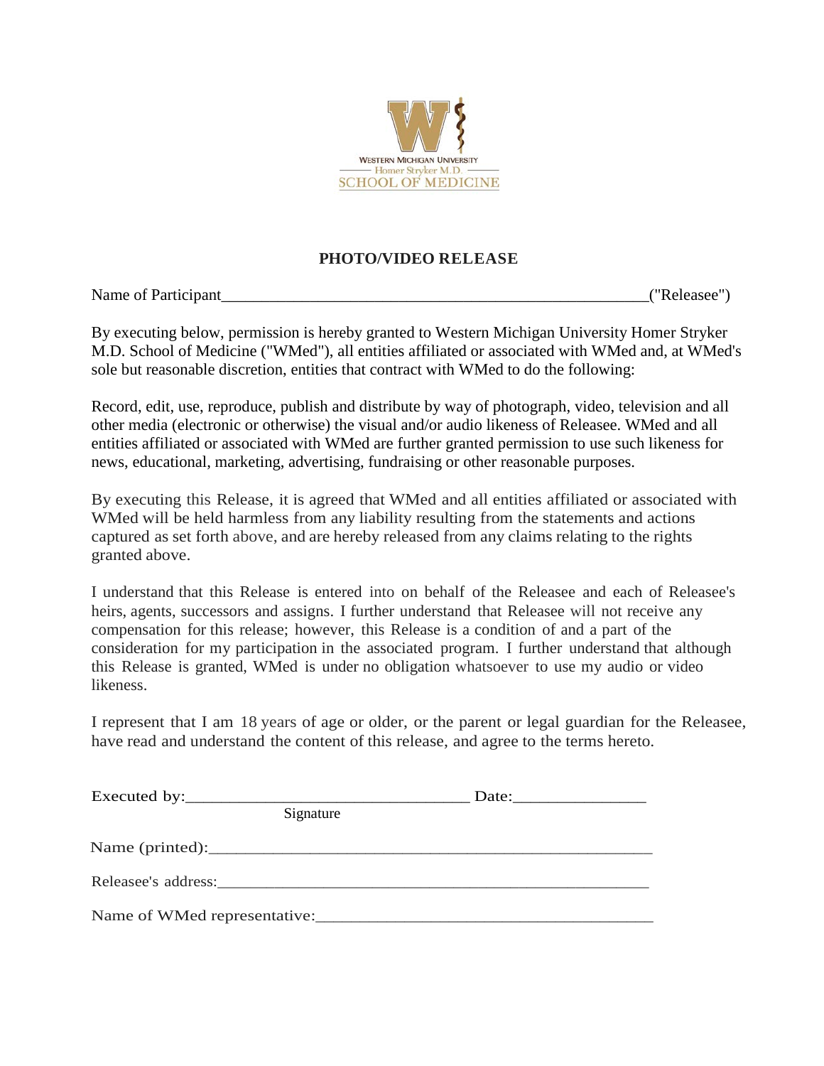WESTERN MICHIGAN UNIVERSITY
Homer Stryker M.D.
SCHOOL OF MEDICINE

## PHOTO/VIDEO RELEASE

Name of Participant________________________________________________________("Releasee")

By executing below, permission is hereby granted to Western Michigan University Homer Stryker M.D. School of Medicine ("WMed"), all entities affiliated or associated with WMed and, at WMed's sole but reasonable discretion, entities that contract with WMed to do the following:

Record, edit, use, reproduce, publish and distribute by way of photograph, video, television and all other media (electronic or otherwise) the visual and/or audio likeness of Releasee. WMed and all entities affiliated or associated with WMed are further granted permission to use such likeness for news, educational, marketing, advertising, fundraising or other reasonable purposes.

By executing this Release, it is agreed that WMed and all entities affiliated or associated with WMed will be held harmless from any liability resulting from the statements and actions captured as set forth above, and are hereby released from any claims relating to the rights granted above.

I understand that this Release is entered into on behalf of the Releasee and each of Releasee's heirs, agents, successors and assigns. I further understand that Releasee will not receive any compensation for this release; however, this Release is a condition of and a part of the consideration for my participation in the associated program. I further understand that although this Release is granted, WMed is under no obligation whatsoever to use my audio or video likeness.

I represent that I am 18 years of age or older, or the parent or legal guardian for the Releasee, have read and understand the content of this release, and agree to the terms hereto.

Executed by:_________________________________ Date:________________
Signature

Name (printed):_____________________________________________________

Releasee's address:__________________________________________________

Name of WMed representative:________________________________________